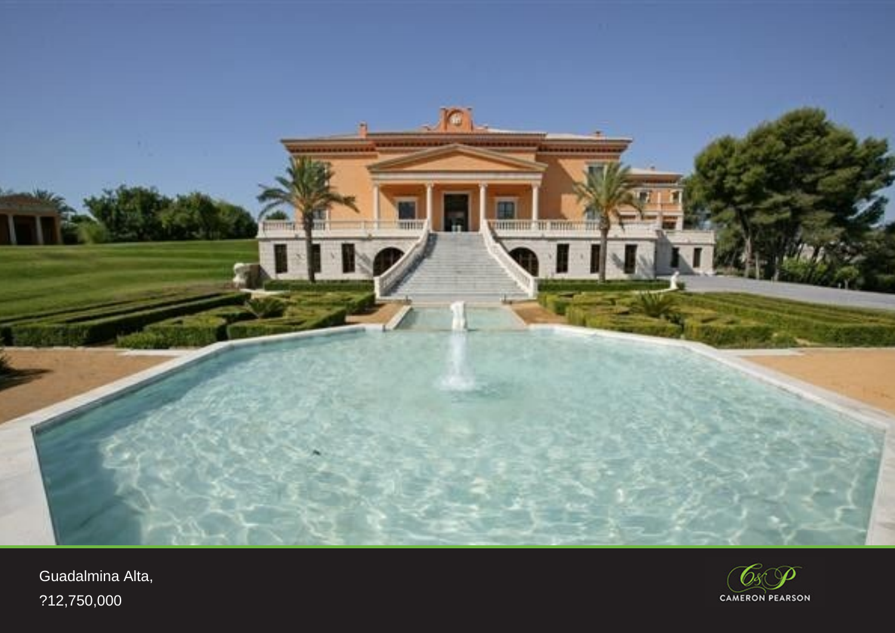Guadalmina Alta,

?12,750,000

CAMERON PEARSON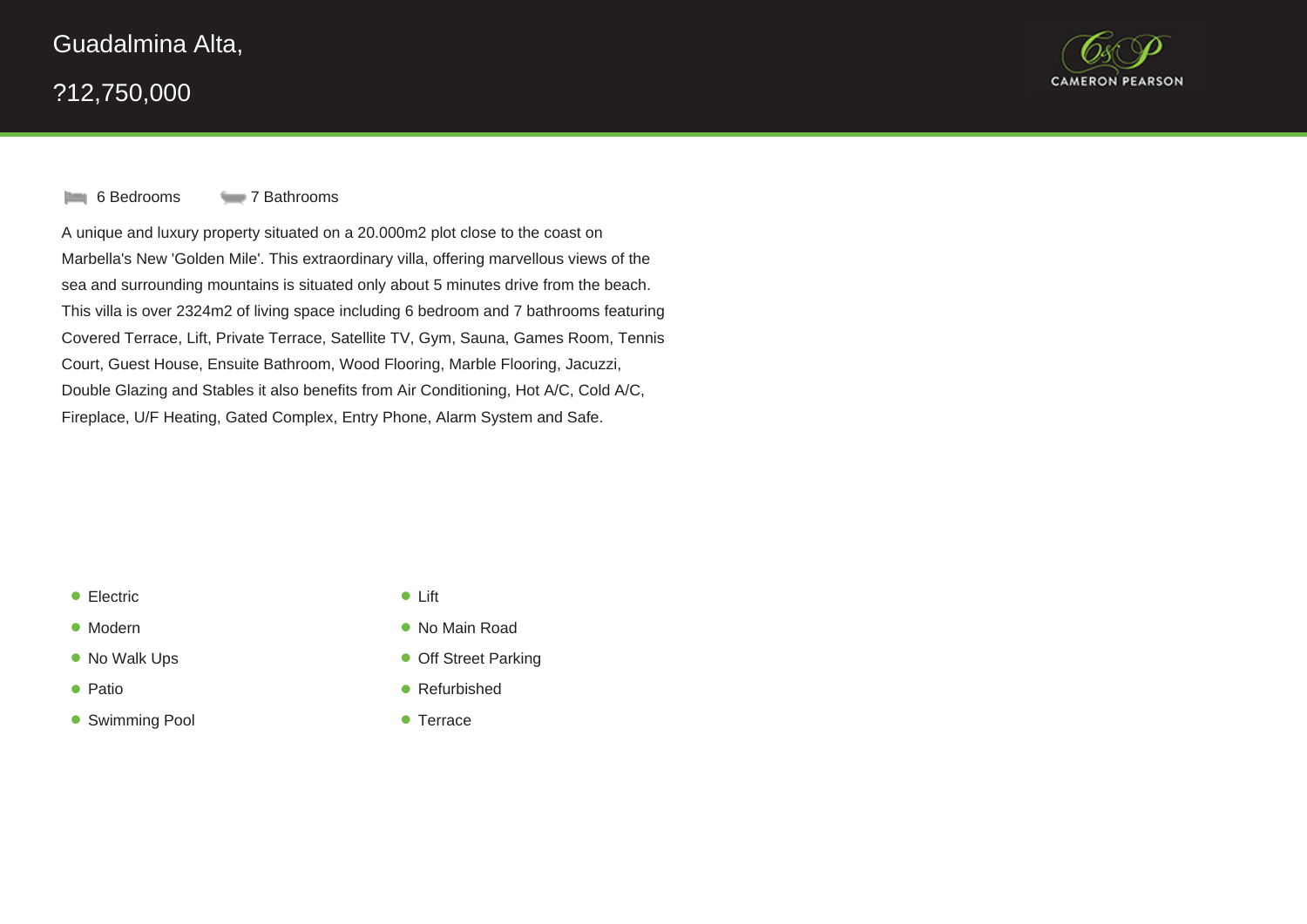# Guadalmina Alta,

## ?12,750,000

CAMERON PEARSON

6 Bedrooms 7 Bathrooms

A unique and luxury property situated on a 20.000m2 plot close to the coast on Marbella's New 'Golden Mile'. This extraordinary villa, offering marvellous views of the sea and surrounding mountains is situated only about 5 minutes drive from the beach. This villa is over 2324m2 of living space including 6 bedroom and 7 bathrooms featuring Covered Terrace, Lift, Private Terrace, Satellite TV, Gym, Sauna, Games Room, Tennis Court, Guest House, Ensuite Bathroom, Wood Flooring, Marble Flooring, Jacuzzi, Double Glazing and Stables it also benefits from Air Conditioning, Hot A/C, Cold A/C, Fireplace, U/F Heating, Gated Complex, Entry Phone, Alarm System and Safe.

- Electric
- Modern
- No Walk Ups
- Patio
- Swimming Pool
- Lift
- No Main Road
- Off Street Parking
- Refurbished
- Terrace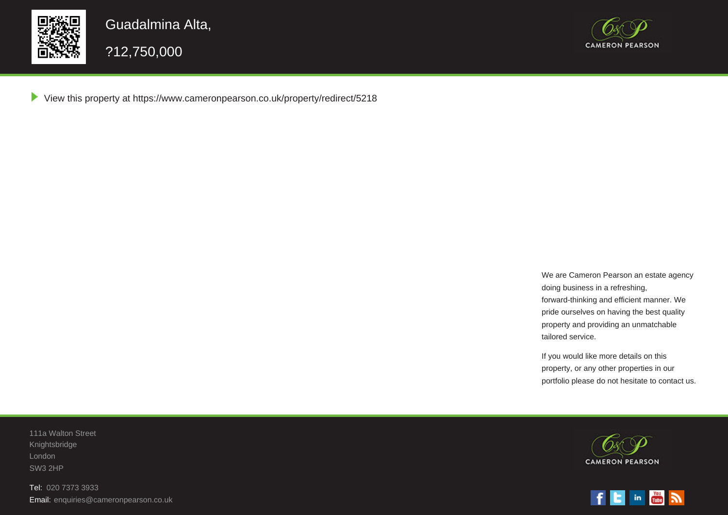# Guadalmina Alta,

## ?12,750,000

View this property at https://www.cameronpearson.co.uk/property/redirect/5218

We are Cameron Pearson an estate agency doing business in a refreshing, forward-thinking and efficient manner. We pride ourselves on having the best quality property and providing an unmatchable tailored service.

If you would like more details on this property, or any other properties in our portfolio please do not hesitate to contact us.

111a Walton Street
Knightsbridge
London
SW3 2HP

Tel: 020 7373 3933
Email: enquiries@cameronpearson.co.uk